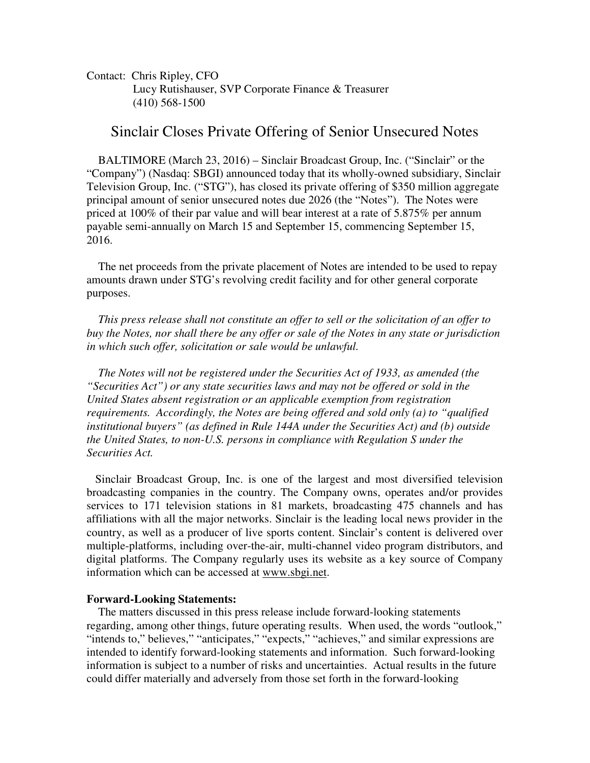Contact: Chris Ripley, CFO
Lucy Rutishauser, SVP Corporate Finance & Treasurer
(410) 568-1500

# Sinclair Closes Private Offering of Senior Unsecured Notes

BALTIMORE (March 23, 2016) – Sinclair Broadcast Group, Inc. ("Sinclair" or the "Company") (Nasdaq: SBGI) announced today that its wholly-owned subsidiary, Sinclair Television Group, Inc. ("STG"), has closed its private offering of $350 million aggregate principal amount of senior unsecured notes due 2026 (the "Notes"). The Notes were priced at 100% of their par value and will bear interest at a rate of 5.875% per annum payable semi-annually on March 15 and September 15, commencing September 15, 2016.

The net proceeds from the private placement of Notes are intended to be used to repay amounts drawn under STG's revolving credit facility and for other general corporate purposes.

*This press release shall not constitute an offer to sell or the solicitation of an offer to buy the Notes, nor shall there be any offer or sale of the Notes in any state or jurisdiction in which such offer, solicitation or sale would be unlawful.*

*The Notes will not be registered under the Securities Act of 1933, as amended (the "Securities Act") or any state securities laws and may not be offered or sold in the United States absent registration or an applicable exemption from registration requirements. Accordingly, the Notes are being offered and sold only (a) to "qualified institutional buyers" (as defined in Rule 144A under the Securities Act) and (b) outside the United States, to non-U.S. persons in compliance with Regulation S under the Securities Act.*

Sinclair Broadcast Group, Inc. is one of the largest and most diversified television broadcasting companies in the country. The Company owns, operates and/or provides services to 171 television stations in 81 markets, broadcasting 475 channels and has affiliations with all the major networks. Sinclair is the leading local news provider in the country, as well as a producer of live sports content. Sinclair's content is delivered over multiple-platforms, including over-the-air, multi-channel video program distributors, and digital platforms. The Company regularly uses its website as a key source of Company information which can be accessed at www.sbgi.net.

**Forward-Looking Statements:**

The matters discussed in this press release include forward-looking statements regarding, among other things, future operating results. When used, the words "outlook," "intends to," believes," "anticipates," "expects," "achieves," and similar expressions are intended to identify forward-looking statements and information. Such forward-looking information is subject to a number of risks and uncertainties. Actual results in the future could differ materially and adversely from those set forth in the forward-looking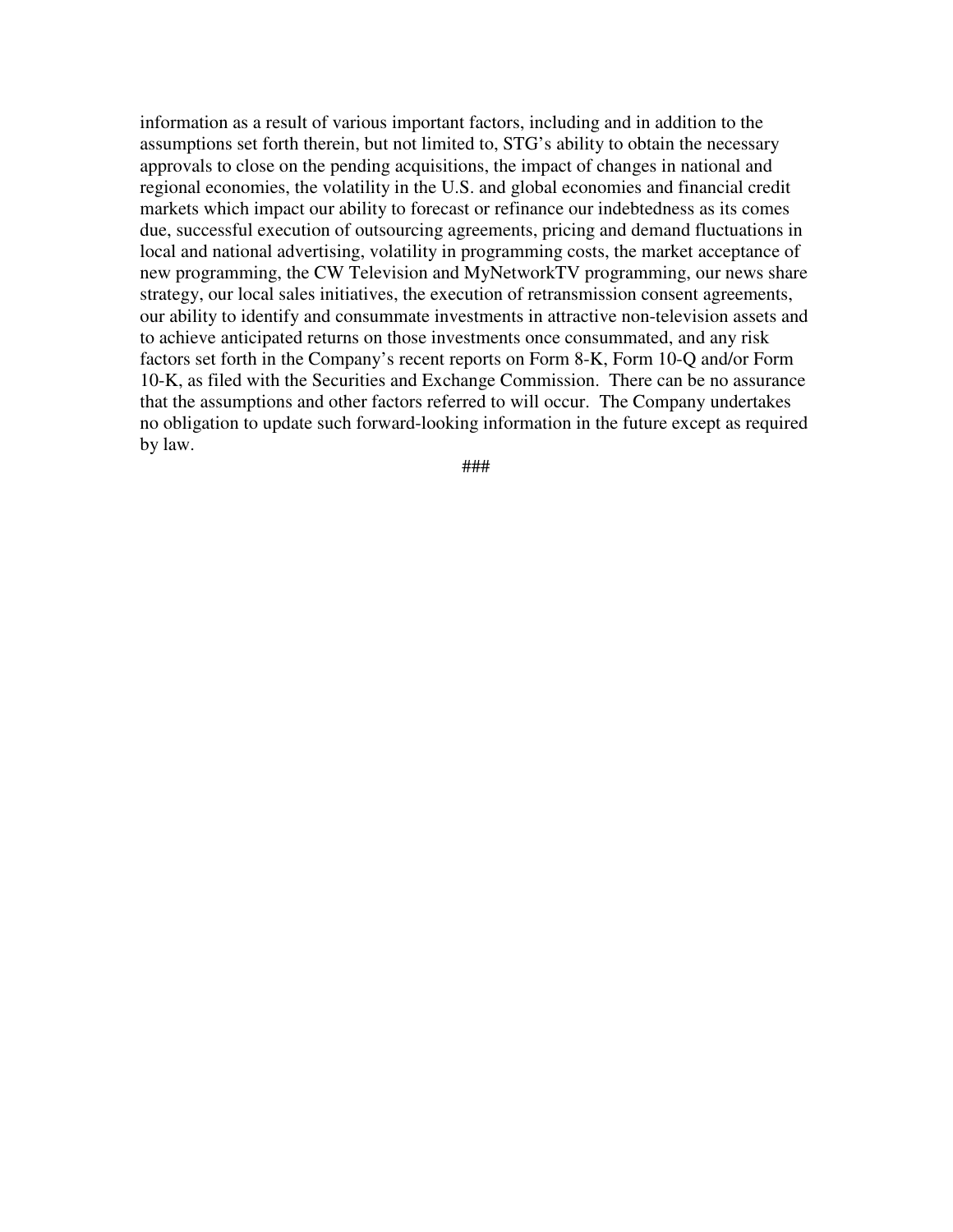information as a result of various important factors, including and in addition to the assumptions set forth therein, but not limited to, STG's ability to obtain the necessary approvals to close on the pending acquisitions, the impact of changes in national and regional economies, the volatility in the U.S. and global economies and financial credit markets which impact our ability to forecast or refinance our indebtedness as its comes due, successful execution of outsourcing agreements, pricing and demand fluctuations in local and national advertising, volatility in programming costs, the market acceptance of new programming, the CW Television and MyNetworkTV programming, our news share strategy, our local sales initiatives, the execution of retransmission consent agreements, our ability to identify and consummate investments in attractive non-television assets and to achieve anticipated returns on those investments once consummated, and any risk factors set forth in the Company's recent reports on Form 8-K, Form 10-Q and/or Form 10-K, as filed with the Securities and Exchange Commission. There can be no assurance that the assumptions and other factors referred to will occur. The Company undertakes no obligation to update such forward-looking information in the future except as required by law.

###